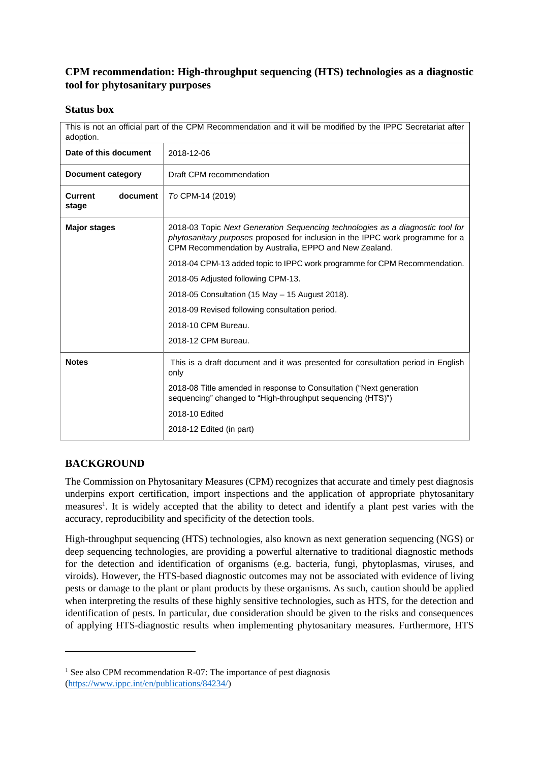## CPM recommendation: High-throughput sequencing (HTS) technologies as a diagnostic tool for phytosanitary purposes

### Status box

| This is not an official part of the CPM Recommendation and it will be modified by the IPPC Secretariat after adoption. | |
|---|---|
| **Date of this document** | 2018-12-06 |
| **Document category** | Draft CPM recommendation |
| **Current document stage** | *To* CPM-14 (2019) |
| **Major stages** | 2018-03 Topic *Next Generation Sequencing technologies as a diagnostic tool for phytosanitary purposes* proposed for inclusion in the IPPC work programme for a CPM Recommendation by Australia, EPPO and New Zealand.<br>2018-04 CPM-13 added topic to IPPC work programme for CPM Recommendation.<br>2018-05 Adjusted following CPM-13.<br>2018-05 Consultation (15 May – 15 August 2018).<br>2018-09 Revised following consultation period.<br>2018-10 CPM Bureau.<br>2018-12 CPM Bureau. |
| **Notes** | This is a draft document and it was presented for consultation period in English only<br>2018-08 Title amended in response to Consultation ("Next generation sequencing" changed to "High-throughput sequencing (HTS)")<br>2018-10 Edited<br>2018-12 Edited (in part) |

## BACKGROUND

The Commission on Phytosanitary Measures (CPM) recognizes that accurate and timely pest diagnosis underpins export certification, import inspections and the application of appropriate phytosanitary measures[1]. It is widely accepted that the ability to detect and identify a plant pest varies with the accuracy, reproducibility and specificity of the detection tools.

High-throughput sequencing (HTS) technologies, also known as next generation sequencing (NGS) or deep sequencing technologies, are providing a powerful alternative to traditional diagnostic methods for the detection and identification of organisms (e.g. bacteria, fungi, phytoplasmas, viruses, and viroids). However, the HTS-based diagnostic outcomes may not be associated with evidence of living pests or damage to the plant or plant products by these organisms. As such, caution should be applied when interpreting the results of these highly sensitive technologies, such as HTS, for the detection and identification of pests. In particular, due consideration should be given to the risks and consequences of applying HTS-diagnostic results when implementing phytosanitary measures. Furthermore, HTS

[1] See also CPM recommendation R-07: The importance of pest diagnosis (https://www.ippc.int/en/publications/84234/)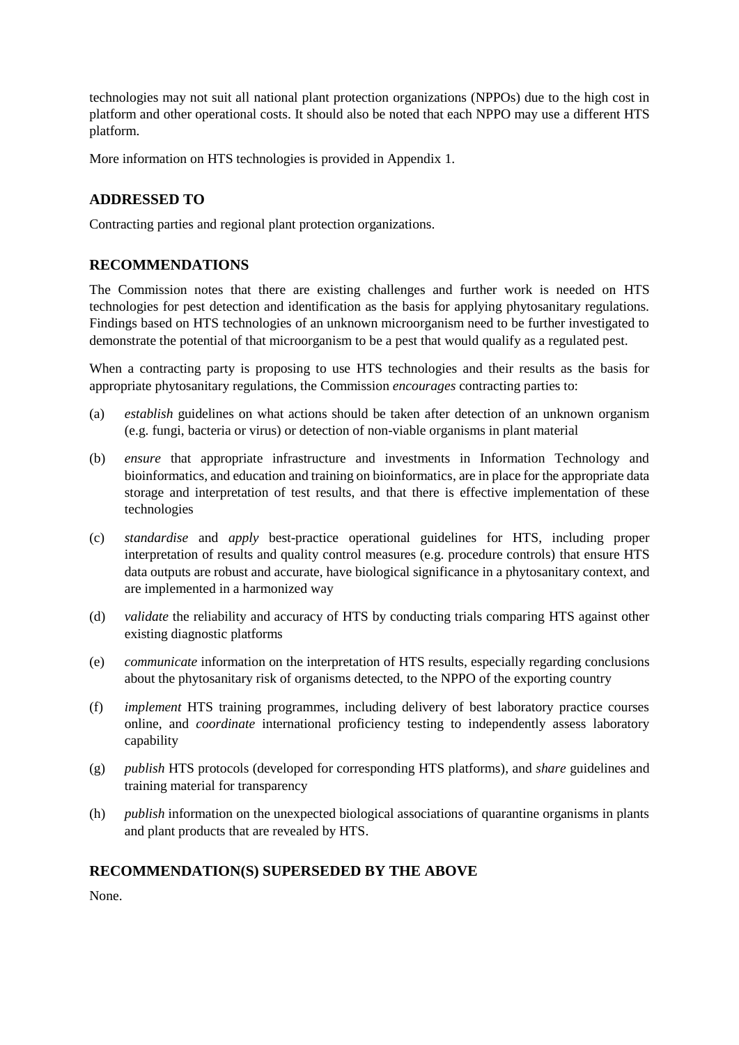technologies may not suit all national plant protection organizations (NPPOs) due to the high cost in platform and other operational costs. It should also be noted that each NPPO may use a different HTS platform.

More information on HTS technologies is provided in Appendix 1.

## ADDRESSED TO

Contracting parties and regional plant protection organizations.

## RECOMMENDATIONS

The Commission notes that there are existing challenges and further work is needed on HTS technologies for pest detection and identification as the basis for applying phytosanitary regulations. Findings based on HTS technologies of an unknown microorganism need to be further investigated to demonstrate the potential of that microorganism to be a pest that would qualify as a regulated pest.

When a contracting party is proposing to use HTS technologies and their results as the basis for appropriate phytosanitary regulations, the Commission *encourages* contracting parties to:

(a) *establish* guidelines on what actions should be taken after detection of an unknown organism (e.g. fungi, bacteria or virus) or detection of non-viable organisms in plant material

(b) *ensure* that appropriate infrastructure and investments in Information Technology and bioinformatics, and education and training on bioinformatics, are in place for the appropriate data storage and interpretation of test results, and that there is effective implementation of these technologies

(c) *standardise* and *apply* best-practice operational guidelines for HTS, including proper interpretation of results and quality control measures (e.g. procedure controls) that ensure HTS data outputs are robust and accurate, have biological significance in a phytosanitary context, and are implemented in a harmonized way

(d) *validate* the reliability and accuracy of HTS by conducting trials comparing HTS against other existing diagnostic platforms

(e) *communicate* information on the interpretation of HTS results, especially regarding conclusions about the phytosanitary risk of organisms detected, to the NPPO of the exporting country

(f) *implement* HTS training programmes, including delivery of best laboratory practice courses online, and *coordinate* international proficiency testing to independently assess laboratory capability

(g) *publish* HTS protocols (developed for corresponding HTS platforms), and *share* guidelines and training material for transparency

(h) *publish* information on the unexpected biological associations of quarantine organisms in plants and plant products that are revealed by HTS.

## RECOMMENDATION(S) SUPERSEDED BY THE ABOVE

None.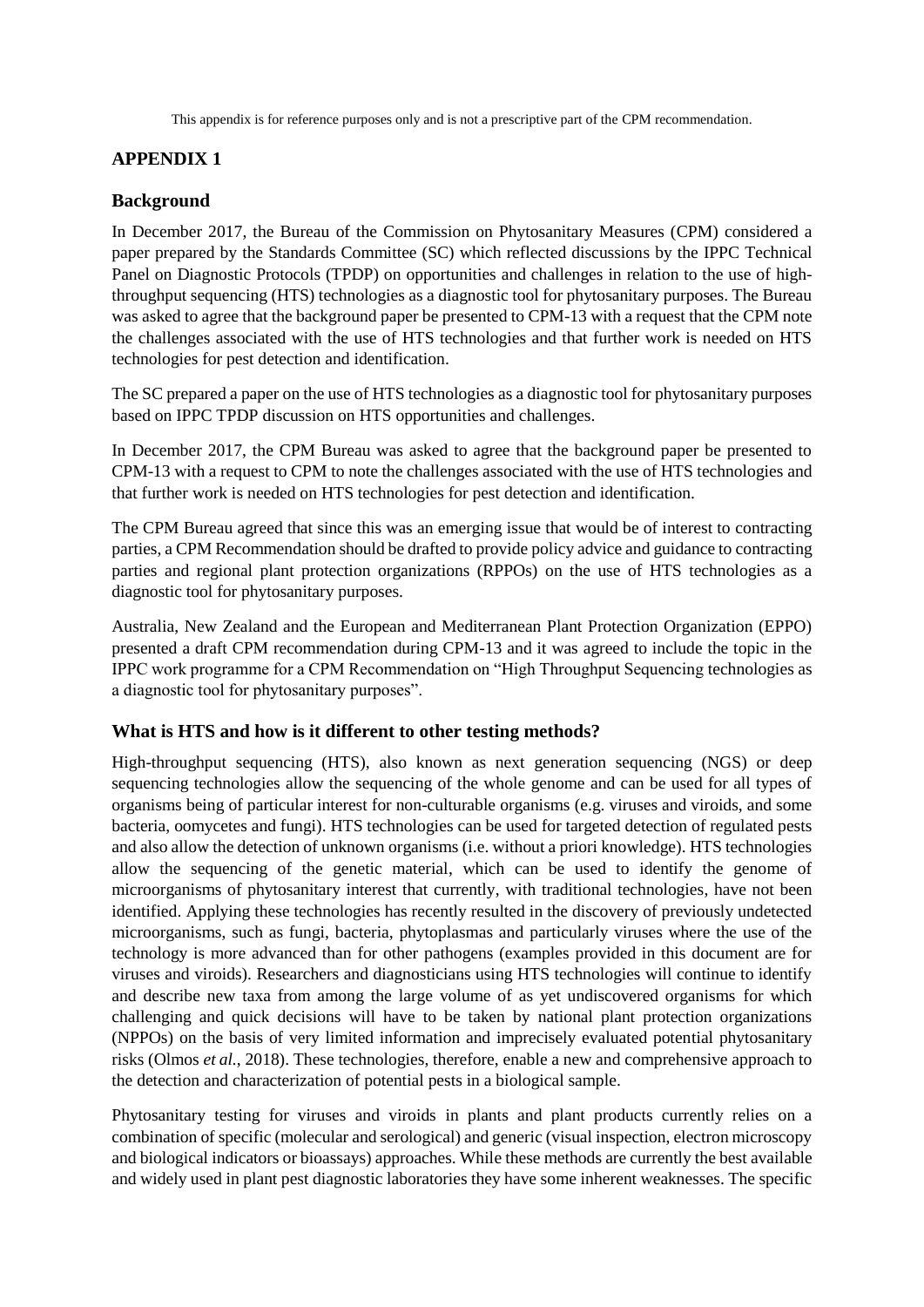This appendix is for reference purposes only and is not a prescriptive part of the CPM recommendation.

## APPENDIX 1

### Background

In December 2017, the Bureau of the Commission on Phytosanitary Measures (CPM) considered a paper prepared by the Standards Committee (SC) which reflected discussions by the IPPC Technical Panel on Diagnostic Protocols (TPDP) on opportunities and challenges in relation to the use of high-throughput sequencing (HTS) technologies as a diagnostic tool for phytosanitary purposes. The Bureau was asked to agree that the background paper be presented to CPM-13 with a request that the CPM note the challenges associated with the use of HTS technologies and that further work is needed on HTS technologies for pest detection and identification.

The SC prepared a paper on the use of HTS technologies as a diagnostic tool for phytosanitary purposes based on IPPC TPDP discussion on HTS opportunities and challenges.

In December 2017, the CPM Bureau was asked to agree that the background paper be presented to CPM-13 with a request to CPM to note the challenges associated with the use of HTS technologies and that further work is needed on HTS technologies for pest detection and identification.

The CPM Bureau agreed that since this was an emerging issue that would be of interest to contracting parties, a CPM Recommendation should be drafted to provide policy advice and guidance to contracting parties and regional plant protection organizations (RPPOs) on the use of HTS technologies as a diagnostic tool for phytosanitary purposes.

Australia, New Zealand and the European and Mediterranean Plant Protection Organization (EPPO) presented a draft CPM recommendation during CPM-13 and it was agreed to include the topic in the IPPC work programme for a CPM Recommendation on "High Throughput Sequencing technologies as a diagnostic tool for phytosanitary purposes".

### What is HTS and how is it different to other testing methods?

High-throughput sequencing (HTS), also known as next generation sequencing (NGS) or deep sequencing technologies allow the sequencing of the whole genome and can be used for all types of organisms being of particular interest for non-culturable organisms (e.g. viruses and viroids, and some bacteria, oomycetes and fungi). HTS technologies can be used for targeted detection of regulated pests and also allow the detection of unknown organisms (i.e. without a priori knowledge). HTS technologies allow the sequencing of the genetic material, which can be used to identify the genome of microorganisms of phytosanitary interest that currently, with traditional technologies, have not been identified. Applying these technologies has recently resulted in the discovery of previously undetected microorganisms, such as fungi, bacteria, phytoplasmas and particularly viruses where the use of the technology is more advanced than for other pathogens (examples provided in this document are for viruses and viroids). Researchers and diagnosticians using HTS technologies will continue to identify and describe new taxa from among the large volume of as yet undiscovered organisms for which challenging and quick decisions will have to be taken by national plant protection organizations (NPPOs) on the basis of very limited information and imprecisely evaluated potential phytosanitary risks (Olmos *et al.*, 2018). These technologies, therefore, enable a new and comprehensive approach to the detection and characterization of potential pests in a biological sample.

Phytosanitary testing for viruses and viroids in plants and plant products currently relies on a combination of specific (molecular and serological) and generic (visual inspection, electron microscopy and biological indicators or bioassays) approaches. While these methods are currently the best available and widely used in plant pest diagnostic laboratories they have some inherent weaknesses. The specific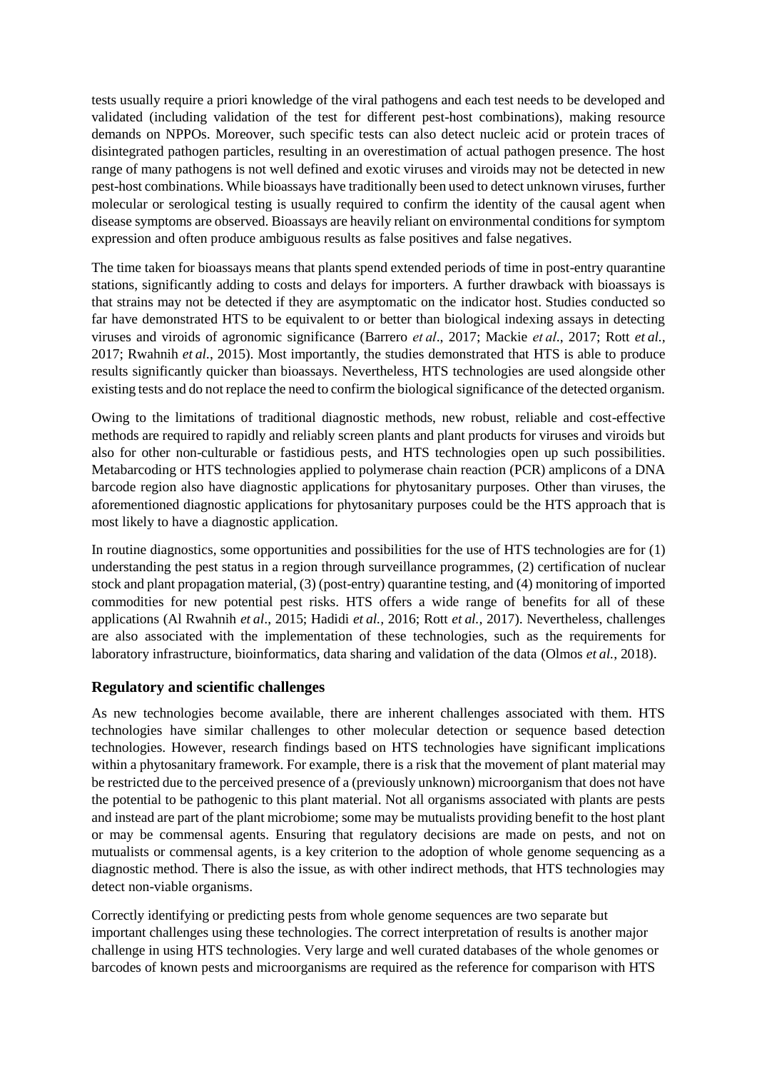tests usually require a priori knowledge of the viral pathogens and each test needs to be developed and validated (including validation of the test for different pest-host combinations), making resource demands on NPPOs. Moreover, such specific tests can also detect nucleic acid or protein traces of disintegrated pathogen particles, resulting in an overestimation of actual pathogen presence. The host range of many pathogens is not well defined and exotic viruses and viroids may not be detected in new pest-host combinations. While bioassays have traditionally been used to detect unknown viruses, further molecular or serological testing is usually required to confirm the identity of the causal agent when disease symptoms are observed. Bioassays are heavily reliant on environmental conditions for symptom expression and often produce ambiguous results as false positives and false negatives.

The time taken for bioassays means that plants spend extended periods of time in post-entry quarantine stations, significantly adding to costs and delays for importers. A further drawback with bioassays is that strains may not be detected if they are asymptomatic on the indicator host. Studies conducted so far have demonstrated HTS to be equivalent to or better than biological indexing assays in detecting viruses and viroids of agronomic significance (Barrero *et al*., 2017; Mackie *et al*., 2017; Rott *et al.*, 2017; Rwahnih *et al.*, 2015). Most importantly, the studies demonstrated that HTS is able to produce results significantly quicker than bioassays. Nevertheless, HTS technologies are used alongside other existing tests and do not replace the need to confirm the biological significance of the detected organism.

Owing to the limitations of traditional diagnostic methods, new robust, reliable and cost-effective methods are required to rapidly and reliably screen plants and plant products for viruses and viroids but also for other non-culturable or fastidious pests, and HTS technologies open up such possibilities. Metabarcoding or HTS technologies applied to polymerase chain reaction (PCR) amplicons of a DNA barcode region also have diagnostic applications for phytosanitary purposes. Other than viruses, the aforementioned diagnostic applications for phytosanitary purposes could be the HTS approach that is most likely to have a diagnostic application.

In routine diagnostics, some opportunities and possibilities for the use of HTS technologies are for (1) understanding the pest status in a region through surveillance programmes, (2) certification of nuclear stock and plant propagation material, (3) (post-entry) quarantine testing, and (4) monitoring of imported commodities for new potential pest risks. HTS offers a wide range of benefits for all of these applications (Al Rwahnih *et al*., 2015; Hadidi *et al.,* 2016; Rott *et al.*, 2017). Nevertheless, challenges are also associated with the implementation of these technologies, such as the requirements for laboratory infrastructure, bioinformatics, data sharing and validation of the data (Olmos *et al.*, 2018).

## Regulatory and scientific challenges

As new technologies become available, there are inherent challenges associated with them. HTS technologies have similar challenges to other molecular detection or sequence based detection technologies. However, research findings based on HTS technologies have significant implications within a phytosanitary framework. For example, there is a risk that the movement of plant material may be restricted due to the perceived presence of a (previously unknown) microorganism that does not have the potential to be pathogenic to this plant material. Not all organisms associated with plants are pests and instead are part of the plant microbiome; some may be mutualists providing benefit to the host plant or may be commensal agents. Ensuring that regulatory decisions are made on pests, and not on mutualists or commensal agents, is a key criterion to the adoption of whole genome sequencing as a diagnostic method. There is also the issue, as with other indirect methods, that HTS technologies may detect non-viable organisms.

Correctly identifying or predicting pests from whole genome sequences are two separate but important challenges using these technologies. The correct interpretation of results is another major challenge in using HTS technologies. Very large and well curated databases of the whole genomes or barcodes of known pests and microorganisms are required as the reference for comparison with HTS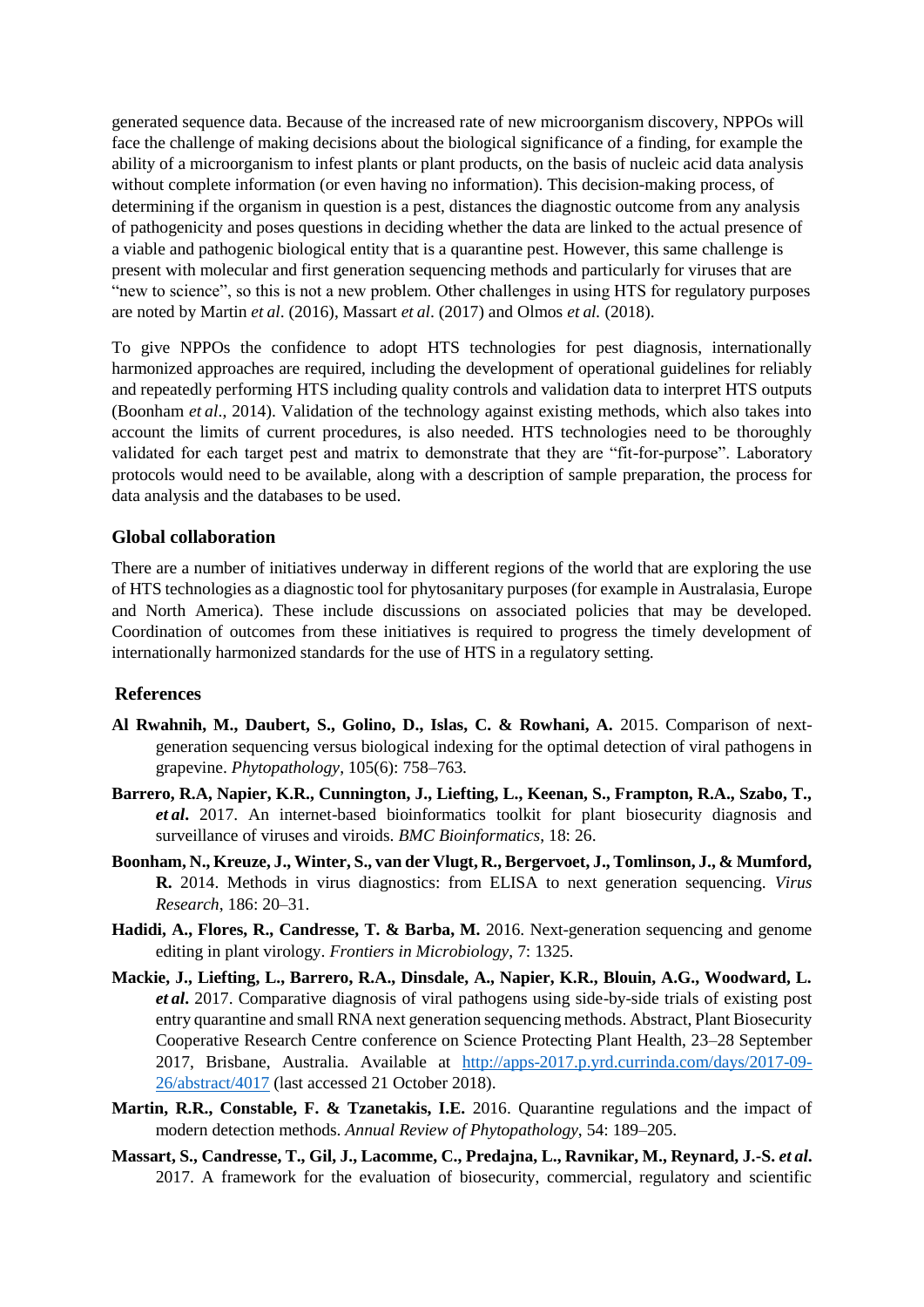generated sequence data. Because of the increased rate of new microorganism discovery, NPPOs will face the challenge of making decisions about the biological significance of a finding, for example the ability of a microorganism to infest plants or plant products, on the basis of nucleic acid data analysis without complete information (or even having no information). This decision-making process, of determining if the organism in question is a pest, distances the diagnostic outcome from any analysis of pathogenicity and poses questions in deciding whether the data are linked to the actual presence of a viable and pathogenic biological entity that is a quarantine pest. However, this same challenge is present with molecular and first generation sequencing methods and particularly for viruses that are "new to science", so this is not a new problem. Other challenges in using HTS for regulatory purposes are noted by Martin *et al*. (2016), Massart *et al*. (2017) and Olmos *et al.* (2018).

To give NPPOs the confidence to adopt HTS technologies for pest diagnosis, internationally harmonized approaches are required, including the development of operational guidelines for reliably and repeatedly performing HTS including quality controls and validation data to interpret HTS outputs (Boonham *et al*., 2014). Validation of the technology against existing methods, which also takes into account the limits of current procedures, is also needed. HTS technologies need to be thoroughly validated for each target pest and matrix to demonstrate that they are "fit-for-purpose". Laboratory protocols would need to be available, along with a description of sample preparation, the process for data analysis and the databases to be used.

### Global collaboration

There are a number of initiatives underway in different regions of the world that are exploring the use of HTS technologies as a diagnostic tool for phytosanitary purposes (for example in Australasia, Europe and North America). These include discussions on associated policies that may be developed. Coordination of outcomes from these initiatives is required to progress the timely development of internationally harmonized standards for the use of HTS in a regulatory setting.

### References

**Al Rwahnih, M., Daubert, S., Golino, D., Islas, C. & Rowhani, A.** 2015. Comparison of next-generation sequencing versus biological indexing for the optimal detection of viral pathogens in grapevine. *Phytopathology*, 105(6): 758–763.

**Barrero, R.A, Napier, K.R., Cunnington, J., Liefting, L., Keenan, S., Frampton, R.A., Szabo, T., *et al*.** 2017. An internet-based bioinformatics toolkit for plant biosecurity diagnosis and surveillance of viruses and viroids. *BMC Bioinformatics*, 18: 26.

**Boonham, N., Kreuze, J., Winter, S., van der Vlugt, R., Bergervoet, J., Tomlinson, J., & Mumford, R.** 2014. Methods in virus diagnostics: from ELISA to next generation sequencing. *Virus Research*, 186: 20–31.

**Hadidi, A., Flores, R., Candresse, T. & Barba, M.** 2016. Next-generation sequencing and genome editing in plant virology. *Frontiers in Microbiology*, 7: 1325.

**Mackie, J., Liefting, L., Barrero, R.A., Dinsdale, A., Napier, K.R., Blouin, A.G., Woodward, L. *et al*.** 2017. Comparative diagnosis of viral pathogens using side-by-side trials of existing post entry quarantine and small RNA next generation sequencing methods. Abstract, Plant Biosecurity Cooperative Research Centre conference on Science Protecting Plant Health, 23–28 September 2017, Brisbane, Australia. Available at http://apps-2017.p.yrd.currinda.com/days/2017-09-26/abstract/4017 (last accessed 21 October 2018).

**Martin, R.R., Constable, F. & Tzanetakis, I.E.** 2016. Quarantine regulations and the impact of modern detection methods. *Annual Review of Phytopathology*, 54: 189–205.

**Massart, S., Candresse, T., Gil, J., Lacomme, C., Predajna, L., Ravnikar, M., Reynard, J.-S. *et al*.** 2017. A framework for the evaluation of biosecurity, commercial, regulatory and scientific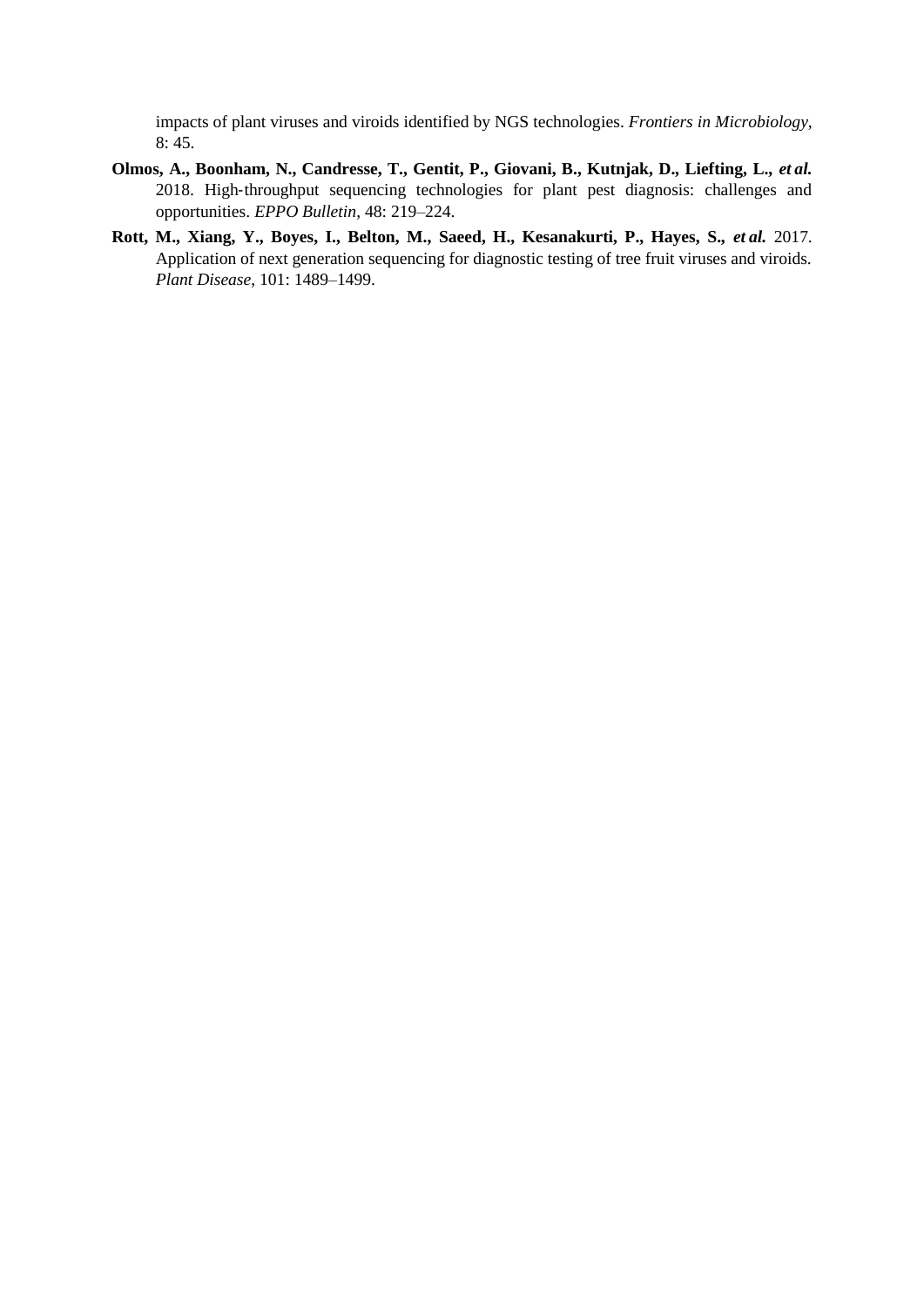impacts of plant viruses and viroids identified by NGS technologies. *Frontiers in Microbiology*, 8: 45.

**Olmos, A., Boonham, N., Candresse, T., Gentit, P., Giovani, B., Kutnjak, D., Liefting, L., *et al.*** 2018. High‑throughput sequencing technologies for plant pest diagnosis: challenges and opportunities. *EPPO Bulletin*, 48: 219–224.

**Rott, M., Xiang, Y., Boyes, I., Belton, M., Saeed, H., Kesanakurti, P., Hayes, S., *et al.*** 2017. Application of next generation sequencing for diagnostic testing of tree fruit viruses and viroids. *Plant Disease*, 101: 1489–1499.